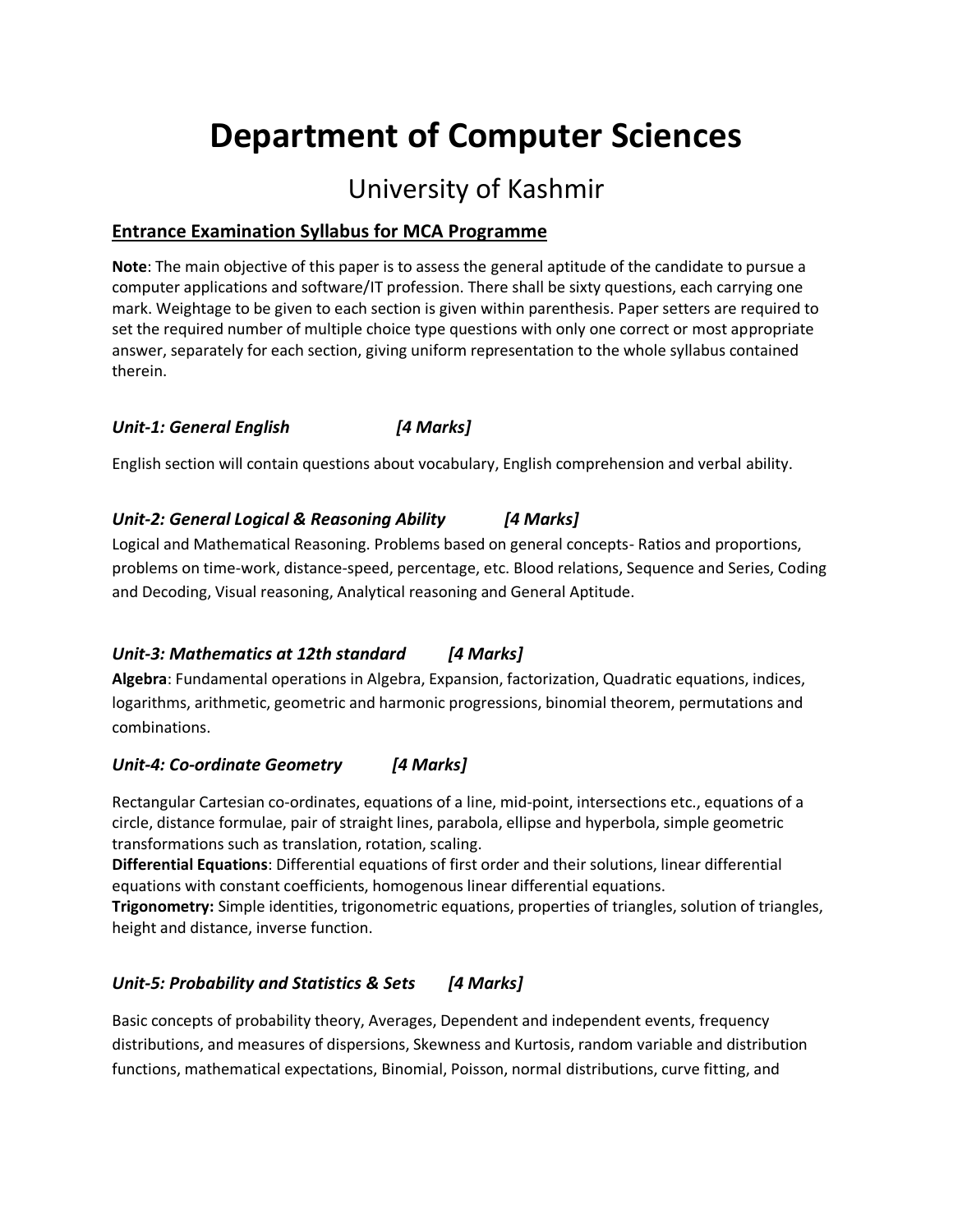# Department of Computer Sciences

## University of Kashmir

### Entrance Examination Syllabus for MCA Programme

**Note**: The main objective of this paper is to assess the general aptitude of the candidate to pursue a computer applications and software/IT profession. There shall be sixty questions, each carrying one mark. Weightage to be given to each section is given within parenthesis. Paper setters are required to set the required number of multiple choice type questions with only one correct or most appropriate answer, separately for each section, giving uniform representation to the whole syllabus contained therein.

#### *Unit-1: General English [4 Marks]*

English section will contain questions about vocabulary, English comprehension and verbal ability.

#### *Unit-2: General Logical & Reasoning Ability [4 Marks]*

Logical and Mathematical Reasoning. Problems based on general concepts- Ratios and proportions, problems on time-work, distance-speed, percentage, etc. Blood relations, Sequence and Series, Coding and Decoding, Visual reasoning, Analytical reasoning and General Aptitude.

#### *Unit-3: Mathematics at 12th standard [4 Marks]*

**Algebra**: Fundamental operations in Algebra, Expansion, factorization, Quadratic equations, indices, logarithms, arithmetic, geometric and harmonic progressions, binomial theorem, permutations and combinations.

#### *Unit-4: Co-ordinate Geometry [4 Marks]*

Rectangular Cartesian co-ordinates, equations of a line, mid-point, intersections etc., equations of a circle, distance formulae, pair of straight lines, parabola, ellipse and hyperbola, simple geometric transformations such as translation, rotation, scaling.

**Differential Equations**: Differential equations of first order and their solutions, linear differential equations with constant coefficients, homogenous linear differential equations.

**Trigonometry:** Simple identities, trigonometric equations, properties of triangles, solution of triangles, height and distance, inverse function.

#### *Unit-5: Probability and Statistics & Sets [4 Marks]*

Basic concepts of probability theory, Averages, Dependent and independent events, frequency distributions, and measures of dispersions, Skewness and Kurtosis, random variable and distribution functions, mathematical expectations, Binomial, Poisson, normal distributions, curve fitting, and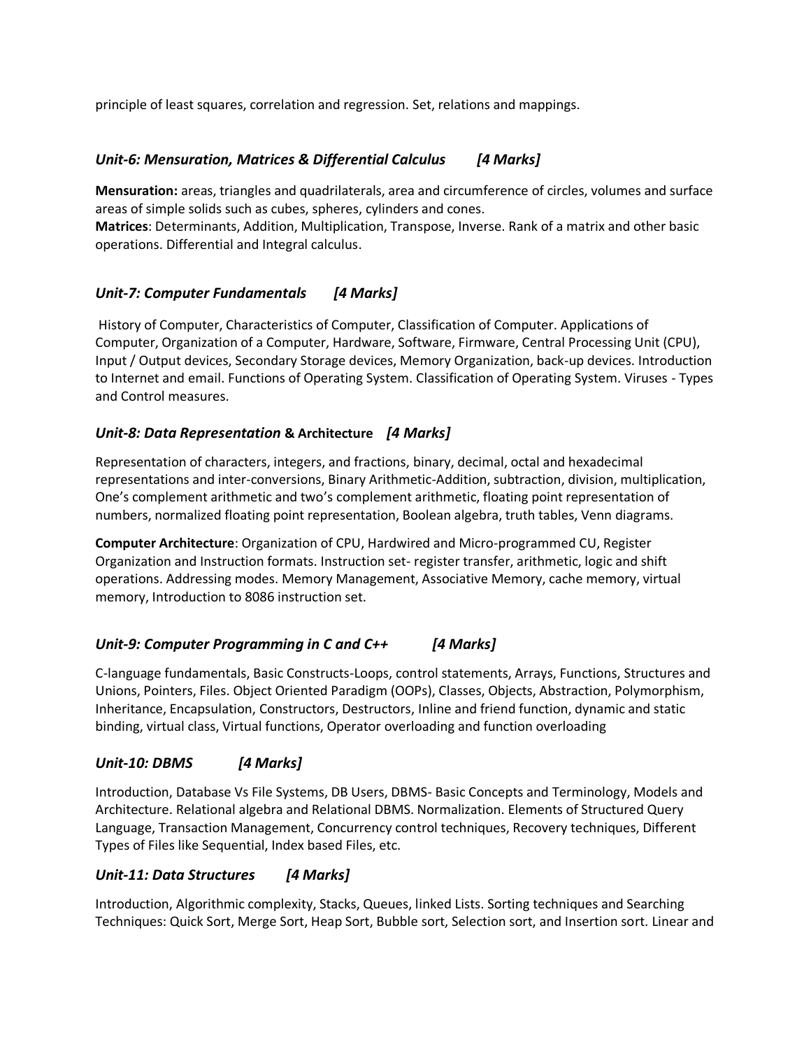principle of least squares, correlation and regression. Set, relations and mappings.

### *Unit-6: Mensuration, Matrices & Differential Calculus [4 Marks]*

**Mensuration:** areas, triangles and quadrilaterals, area and circumference of circles, volumes and surface areas of simple solids such as cubes, spheres, cylinders and cones.
**Matrices**: Determinants, Addition, Multiplication, Transpose, Inverse. Rank of a matrix and other basic operations. Differential and Integral calculus.

### *Unit-7: Computer Fundamentals [4 Marks]*

History of Computer, Characteristics of Computer, Classification of Computer. Applications of Computer, Organization of a Computer, Hardware, Software, Firmware, Central Processing Unit (CPU), Input / Output devices, Secondary Storage devices, Memory Organization, back-up devices. Introduction to Internet and email. Functions of Operating System. Classification of Operating System. Viruses - Types and Control measures.

### *Unit-8: Data Representation* **& Architecture** *[4 Marks]*

Representation of characters, integers, and fractions, binary, decimal, octal and hexadecimal representations and inter-conversions, Binary Arithmetic-Addition, subtraction, division, multiplication, One's complement arithmetic and two's complement arithmetic, floating point representation of numbers, normalized floating point representation, Boolean algebra, truth tables, Venn diagrams.

**Computer Architecture**: Organization of CPU, Hardwired and Micro-programmed CU, Register Organization and Instruction formats. Instruction set- register transfer, arithmetic, logic and shift operations. Addressing modes. Memory Management, Associative Memory, cache memory, virtual memory, Introduction to 8086 instruction set.

### *Unit-9: Computer Programming in C and C++ [4 Marks]*

C-language fundamentals, Basic Constructs-Loops, control statements, Arrays, Functions, Structures and Unions, Pointers, Files. Object Oriented Paradigm (OOPs), Classes, Objects, Abstraction, Polymorphism, Inheritance, Encapsulation, Constructors, Destructors, Inline and friend function, dynamic and static binding, virtual class, Virtual functions, Operator overloading and function overloading

### *Unit-10: DBMS [4 Marks]*

Introduction, Database Vs File Systems, DB Users, DBMS- Basic Concepts and Terminology, Models and Architecture. Relational algebra and Relational DBMS. Normalization. Elements of Structured Query Language, Transaction Management, Concurrency control techniques, Recovery techniques, Different Types of Files like Sequential, Index based Files, etc.

### *Unit-11: Data Structures [4 Marks]*

Introduction, Algorithmic complexity, Stacks, Queues, linked Lists. Sorting techniques and Searching Techniques: Quick Sort, Merge Sort, Heap Sort, Bubble sort, Selection sort, and Insertion sort. Linear and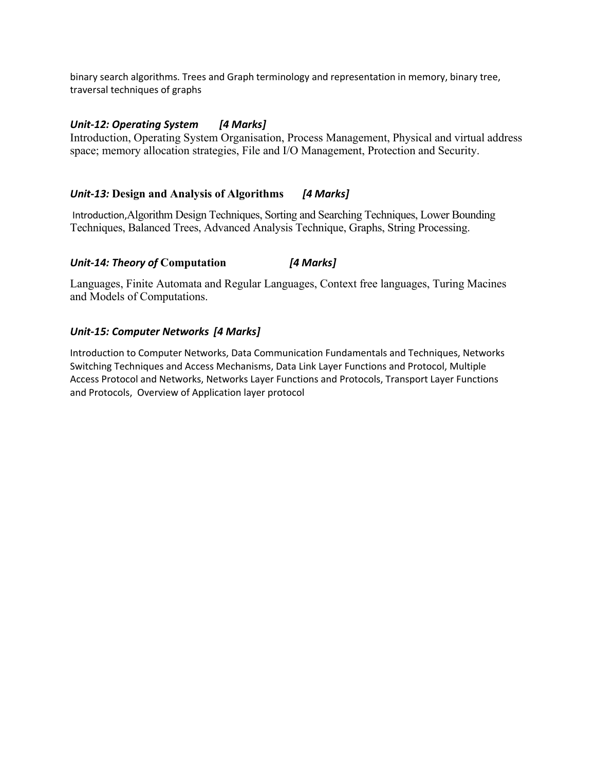binary search algorithms. Trees and Graph terminology and representation in memory, binary tree, traversal techniques of graphs

### *Unit-12: Operating System [4 Marks]*

Introduction, Operating System Organisation, Process Management, Physical and virtual address space; memory allocation strategies, File and I/O Management, Protection and Security.

### *Unit-13:* Design and Analysis of Algorithms *[4 Marks]*

Introduction,Algorithm Design Techniques, Sorting and Searching Techniques, Lower Bounding Techniques, Balanced Trees, Advanced Analysis Technique, Graphs, String Processing.

### *Unit-14: Theory of* Computation *[4 Marks]*

Languages, Finite Automata and Regular Languages, Context free languages, Turing Macines and Models of Computations.

### *Unit-15: Computer Networks [4 Marks]*

Introduction to Computer Networks, Data Communication Fundamentals and Techniques, Networks Switching Techniques and Access Mechanisms, Data Link Layer Functions and Protocol, Multiple Access Protocol and Networks, Networks Layer Functions and Protocols, Transport Layer Functions and Protocols, Overview of Application layer protocol